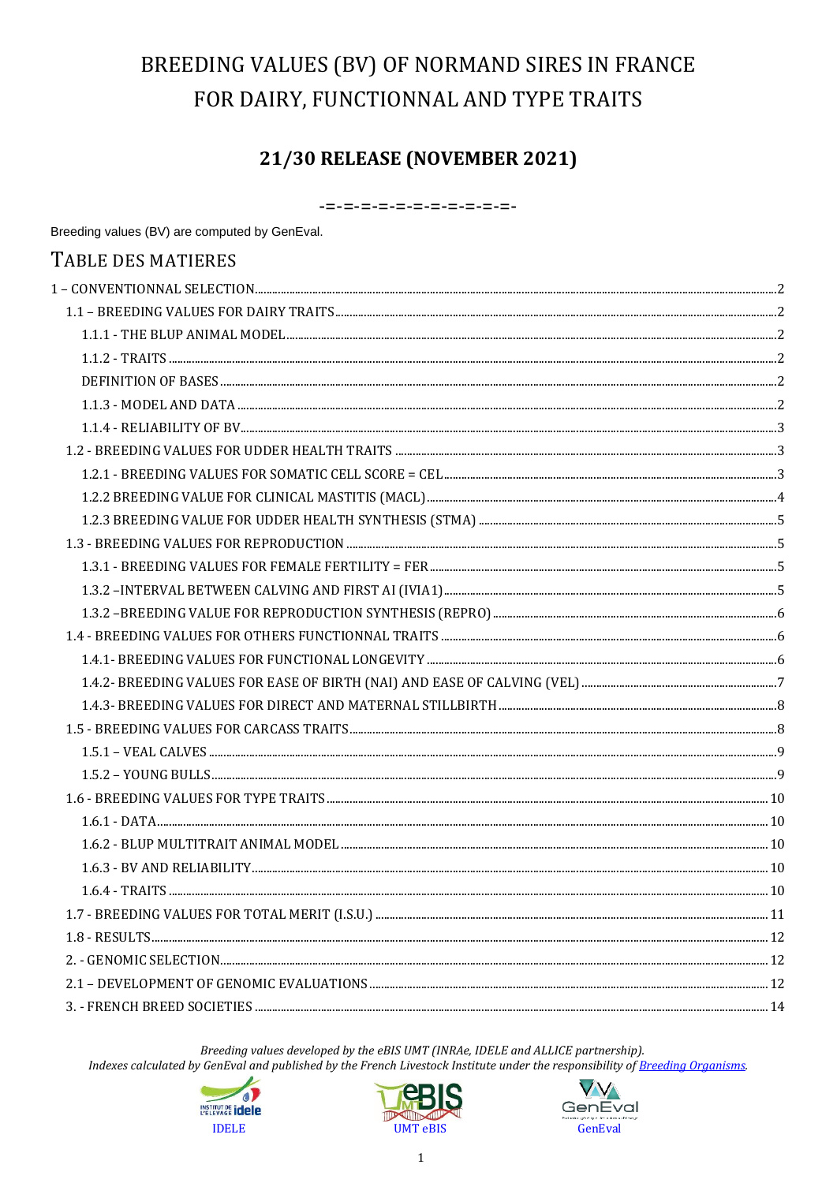# BREEDING VALUES (BV) OF NORMAND SIRES IN FRANCE FOR DAIRY, FUNCTIONNAL AND TYPE TRAITS

## 21/30 RELEASE (NOVEMBER 2021)

-=-=-=-=-=-=-=-=-=-=-=-=-

Breeding values (BV) are computed by GenEval.

## TABLE DES MATIERES

1 – CONVENTIONNAL SELECTION ..... 2
- 1.1 – BREEDING VALUES FOR DAIRY TRAITS ..... 2
  - 1.1.1 - THE BLUP ANIMAL MODEL ..... 2
  - 1.1.2 - TRAITS ..... 2
  - DEFINITION OF BASES ..... 2
  - 1.1.3 - MODEL AND DATA ..... 2
  - 1.1.4 - RELIABILITY OF BV ..... 3
- 1.2 - BREEDING VALUES FOR UDDER HEALTH TRAITS ..... 3
  - 1.2.1 - BREEDING VALUES FOR SOMATIC CELL SCORE = CEL ..... 3
  - 1.2.2 BREEDING VALUE FOR CLINICAL MASTITIS (MACL) ..... 4
  - 1.2.3 BREEDING VALUE FOR UDDER HEALTH SYNTHESIS (STMA) ..... 5
- 1.3 - BREEDING VALUES FOR REPRODUCTION ..... 5
  - 1.3.1 - BREEDING VALUES FOR FEMALE FERTILITY = FER ..... 5
  - 1.3.2 –INTERVAL BETWEEN CALVING AND FIRST AI (IVIA1) ..... 5
  - 1.3.2 –BREEDING VALUE FOR REPRODUCTION SYNTHESIS (REPRO) ..... 6
- 1.4 - BREEDING VALUES FOR OTHERS FUNCTIONNAL TRAITS ..... 6
  - 1.4.1- BREEDING VALUES FOR FUNCTIONAL LONGEVITY ..... 6
  - 1.4.2- BREEDING VALUES FOR EASE OF BIRTH (NAI) AND EASE OF CALVING (VEL) ..... 7
  - 1.4.3- BREEDING VALUES FOR DIRECT AND MATERNAL STILLBIRTH ..... 8
- 1.5 - BREEDING VALUES FOR CARCASS TRAITS ..... 8
  - 1.5.1 – VEAL CALVES ..... 9
  - 1.5.2 – YOUNG BULLS ..... 9
- 1.6 - BREEDING VALUES FOR TYPE TRAITS ..... 10
  - 1.6.1 - DATA ..... 10
  - 1.6.2 - BLUP MULTITRAIT ANIMAL MODEL ..... 10
  - 1.6.3 - BV AND RELIABILITY ..... 10
  - 1.6.4 - TRAITS ..... 10
- 1.7 - BREEDING VALUES FOR TOTAL MERIT (I.S.U.) ..... 11
- 1.8 - RESULTS ..... 12
- 2. - GENOMIC SELECTION ..... 12
- 2.1 – DEVELOPMENT OF GENOMIC EVALUATIONS ..... 12
- 3. - FRENCH BREED SOCIETIES ..... 14

*Breeding values developed by the eBIS UMT (INRAe, IDELE and ALLICE partnership).*
*Indexes calculated by GenEval and published by the French Livestock Institute under the responsibility of Breeding Organisms.*

IDELE UMT eBIS GenEval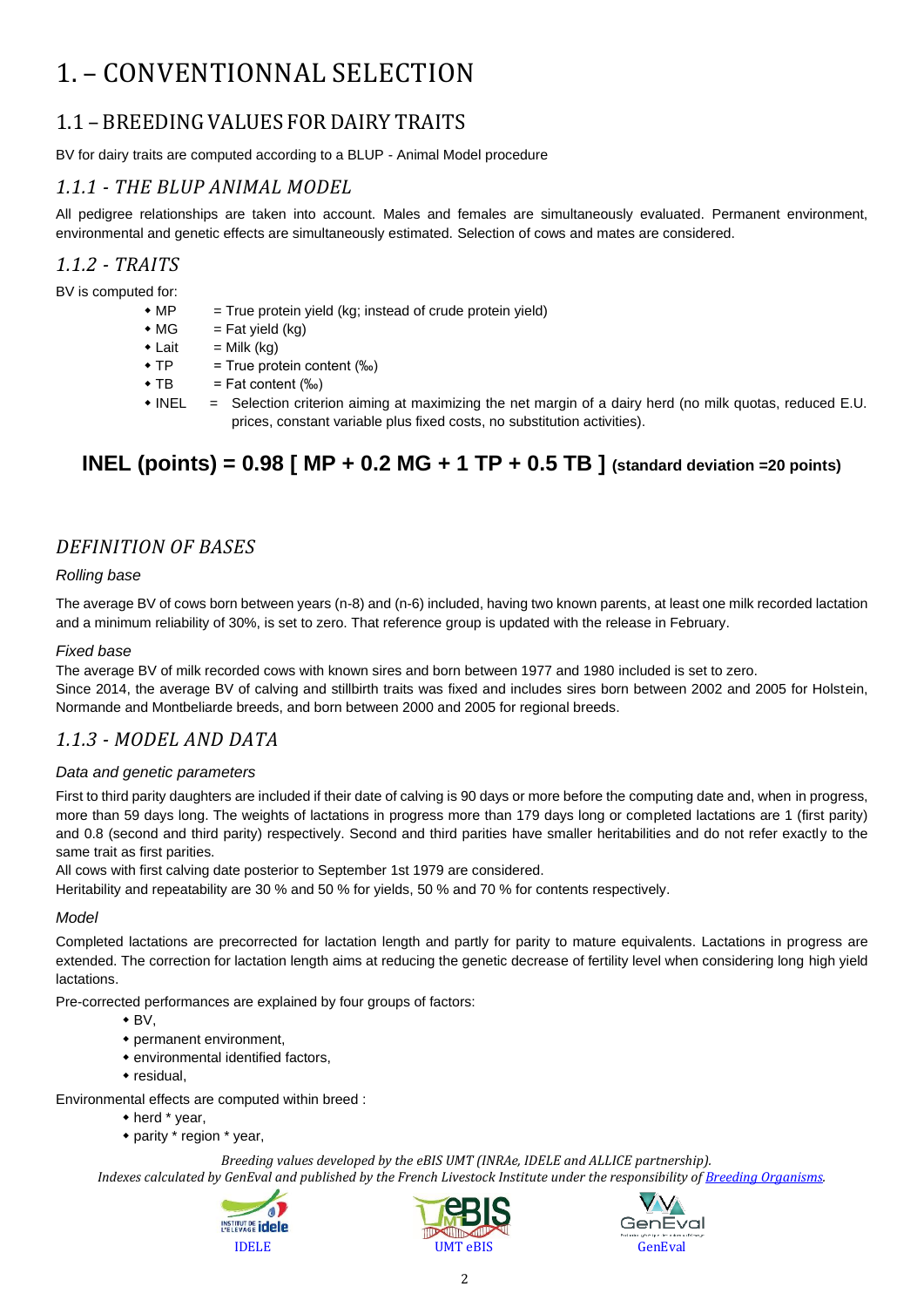# 1. – CONVENTIONNAL SELECTION

## 1.1 – BREEDING VALUES FOR DAIRY TRAITS

BV for dairy traits are computed according to a BLUP - Animal Model procedure

### *1.1.1 - THE BLUP ANIMAL MODEL*

All pedigree relationships are taken into account. Males and females are simultaneously evaluated. Permanent environment, environmental and genetic effects are simultaneously estimated. Selection of cows and mates are considered.

### *1.1.2 - TRAITS*

BV is computed for:

- MP = True protein yield (kg; instead of crude protein yield)
- MG = Fat yield (kg)
- Lait = Milk (kg)
- TP = True protein content (‰)
- TB = Fat content (‰)
- INEL = Selection criterion aiming at maximizing the net margin of a dairy herd (no milk quotas, reduced E.U. prices, constant variable plus fixed costs, no substitution activities).

**INEL (points) = 0.98 [ MP + 0.2 MG + 1 TP + 0.5 TB ] (standard deviation =20 points)**

### *DEFINITION OF BASES*

*Rolling base*

The average BV of cows born between years (n-8) and (n-6) included, having two known parents, at least one milk recorded lactation and a minimum reliability of 30%, is set to zero. That reference group is updated with the release in February.

*Fixed base*

The average BV of milk recorded cows with known sires and born between 1977 and 1980 included is set to zero.
Since 2014, the average BV of calving and stillbirth traits was fixed and includes sires born between 2002 and 2005 for Holstein, Normande and Montbeliarde breeds, and born between 2000 and 2005 for regional breeds.

### *1.1.3 - MODEL AND DATA*

*Data and genetic parameters*

First to third parity daughters are included if their date of calving is 90 days or more before the computing date and, when in progress, more than 59 days long. The weights of lactations in progress more than 179 days long or completed lactations are 1 (first parity) and 0.8 (second and third parity) respectively. Second and third parities have smaller heritabilities and do not refer exactly to the same trait as first parities.
All cows with first calving date posterior to September 1st 1979 are considered.
Heritability and repeatability are 30 % and 50 % for yields, 50 % and 70 % for contents respectively.

*Model*

Completed lactations are precorrected for lactation length and partly for parity to mature equivalents. Lactations in progress are extended. The correction for lactation length aims at reducing the genetic decrease of fertility level when considering long high yield lactations.

Pre-corrected performances are explained by four groups of factors:

- BV,
- permanent environment,
- environmental identified factors,
- residual,

Environmental effects are computed within breed :

- herd * year,
- parity * region * year,

*Breeding values developed by the eBIS UMT (INRAe, IDELE and ALLICE partnership).*
*Indexes calculated by GenEval and published by the French Livestock Institute under the responsibility of Breeding Organisms.*

IDELE UMT eBIS GenEval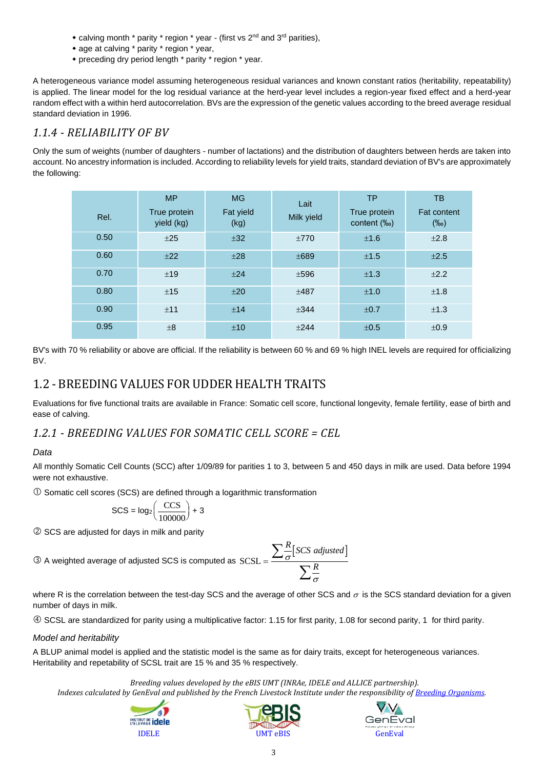- calving month * parity * region * year - (first vs 2nd and 3rd parities),
- age at calving * parity * region * year,
- preceding dry period length * parity * region * year.

A heterogeneous variance model assuming heterogeneous residual variances and known constant ratios (heritability, repeatability) is applied. The linear model for the log residual variance at the herd-year level includes a region-year fixed effect and a herd-year random effect with a within herd autocorrelation. BVs are the expression of the genetic values according to the breed average residual standard deviation in 1996.

### *1.1.4 - RELIABILITY OF BV*

Only the sum of weights (number of daughters - number of lactations) and the distribution of daughters between herds are taken into account. No ancestry information is included. According to reliability levels for yield traits, standard deviation of BV's are approximately the following:

| Rel. | MP True protein yield (kg) | MG Fat yield (kg) | Lait Milk yield | TP True protein content (‰) | TB Fat content (‰) |
|---|---|---|---|---|---|
| 0.50 | ±25 | ±32 | ±770 | ±1.6 | ±2.8 |
| 0.60 | ±22 | ±28 | ±689 | ±1.5 | ±2.5 |
| 0.70 | ±19 | ±24 | ±596 | ±1.3 | ±2.2 |
| 0.80 | ±15 | ±20 | ±487 | ±1.0 | ±1.8 |
| 0.90 | ±11 | ±14 | ±344 | ±0.7 | ±1.3 |
| 0.95 | ±8 | ±10 | ±244 | ±0.5 | ±0.9 |

BV's with 70 % reliability or above are official. If the reliability is between 60 % and 69 % high INEL levels are required for officializing BV.

## 1.2 - BREEDING VALUES FOR UDDER HEALTH TRAITS

Evaluations for five functional traits are available in France: Somatic cell score, functional longevity, female fertility, ease of birth and ease of calving.

### *1.2.1 - BREEDING VALUES FOR SOMATIC CELL SCORE = CEL*

*Data*

All monthly Somatic Cell Counts (SCC) after 1/09/89 for parities 1 to 3, between 5 and 450 days in milk are used. Data before 1994 were not exhaustive.

① Somatic cell scores (SCS) are defined through a logarithmic transformation

$$\text{SCS} = \log_2\left(\frac{\text{CCS}}{100000}\right) + 3$$

② SCS are adjusted for days in milk and parity

③ A weighted average of adjusted SCS is computed as $\text{SCSL} = \dfrac{\sum \frac{R}{\sigma}[SCS\ adjusted]}{\sum \frac{R}{\sigma}}$

where R is the correlation between the test-day SCS and the average of other SCS and $\sigma$ is the SCS standard deviation for a given number of days in milk.

④ SCSL are standardized for parity using a multiplicative factor: 1.15 for first parity, 1.08 for second parity, 1 for third parity.

*Model and heritability*

A BLUP animal model is applied and the statistic model is the same as for dairy traits, except for heterogeneous variances. Heritability and repetability of SCSL trait are 15 % and 35 % respectively.

*Breeding values developed by the eBIS UMT (INRAe, IDELE and ALLICE partnership).*
*Indexes calculated by GenEval and published by the French Livestock Institute under the responsibility of Breeding Organisms.*

IDELE UMT eBIS GenEval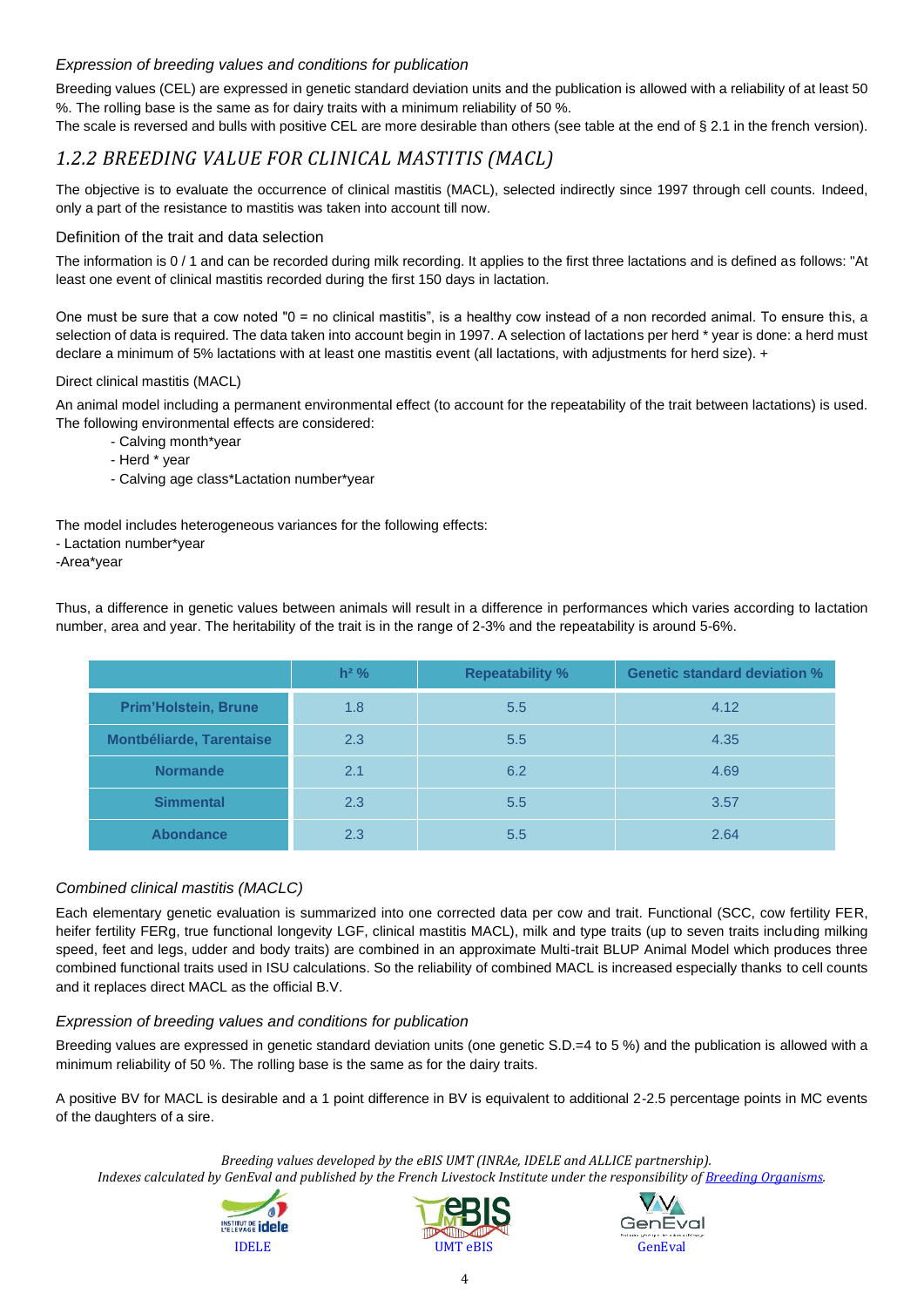*Expression of breeding values and conditions for publication*

Breeding values (CEL) are expressed in genetic standard deviation units and the publication is allowed with a reliability of at least 50 %. The rolling base is the same as for dairy traits with a minimum reliability of 50 %.
The scale is reversed and bulls with positive CEL are more desirable than others (see table at the end of § 2.1 in the french version).

### *1.2.2 BREEDING VALUE FOR CLINICAL MASTITIS (MACL)*

The objective is to evaluate the occurrence of clinical mastitis (MACL), selected indirectly since 1997 through cell counts. Indeed, only a part of the resistance to mastitis was taken into account till now.

Definition of the trait and data selection

The information is 0 / 1 and can be recorded during milk recording. It applies to the first three lactations and is defined as follows: "At least one event of clinical mastitis recorded during the first 150 days in lactation.

One must be sure that a cow noted "0 = no clinical mastitis", is a healthy cow instead of a non recorded animal. To ensure this, a selection of data is required. The data taken into account begin in 1997. A selection of lactations per herd * year is done: a herd must declare a minimum of 5% lactations with at least one mastitis event (all lactations, with adjustments for herd size). +

Direct clinical mastitis (MACL)

An animal model including a permanent environmental effect (to account for the repeatability of the trait between lactations) is used. The following environmental effects are considered:

- Calving month*year
- Herd * year
- Calving age class*Lactation number*year

The model includes heterogeneous variances for the following effects:
- Lactation number*year
-Area*year

Thus, a difference in genetic values between animals will result in a difference in performances which varies according to lactation number, area and year. The heritability of the trait is in the range of 2-3% and the repeatability is around 5-6%.

| | h² % | Repeatability % | Genetic standard deviation % |
|---|---|---|---|
| **Prim'Holstein, Brune** | 1.8 | 5.5 | 4.12 |
| **Montbéliarde, Tarentaise** | 2.3 | 5.5 | 4.35 |
| **Normande** | 2.1 | 6.2 | 4.69 |
| **Simmental** | 2.3 | 5.5 | 3.57 |
| **Abondance** | 2.3 | 5.5 | 2.64 |

*Combined clinical mastitis (MACLC)*

Each elementary genetic evaluation is summarized into one corrected data per cow and trait. Functional (SCC, cow fertility FER, heifer fertility FERg, true functional longevity LGF, clinical mastitis MACL), milk and type traits (up to seven traits including milking speed, feet and legs, udder and body traits) are combined in an approximate Multi-trait BLUP Animal Model which produces three combined functional traits used in ISU calculations. So the reliability of combined MACL is increased especially thanks to cell counts and it replaces direct MACL as the official B.V.

*Expression of breeding values and conditions for publication*

Breeding values are expressed in genetic standard deviation units (one genetic S.D.=4 to 5 %) and the publication is allowed with a minimum reliability of 50 %. The rolling base is the same as for the dairy traits.

A positive BV for MACL is desirable and a 1 point difference in BV is equivalent to additional 2-2.5 percentage points in MC events of the daughters of a sire.

*Breeding values developed by the eBIS UMT (INRAe, IDELE and ALLICE partnership).*
*Indexes calculated by GenEval and published by the French Livestock Institute under the responsibility of Breeding Organisms.*

IDELE UMT eBIS GenEval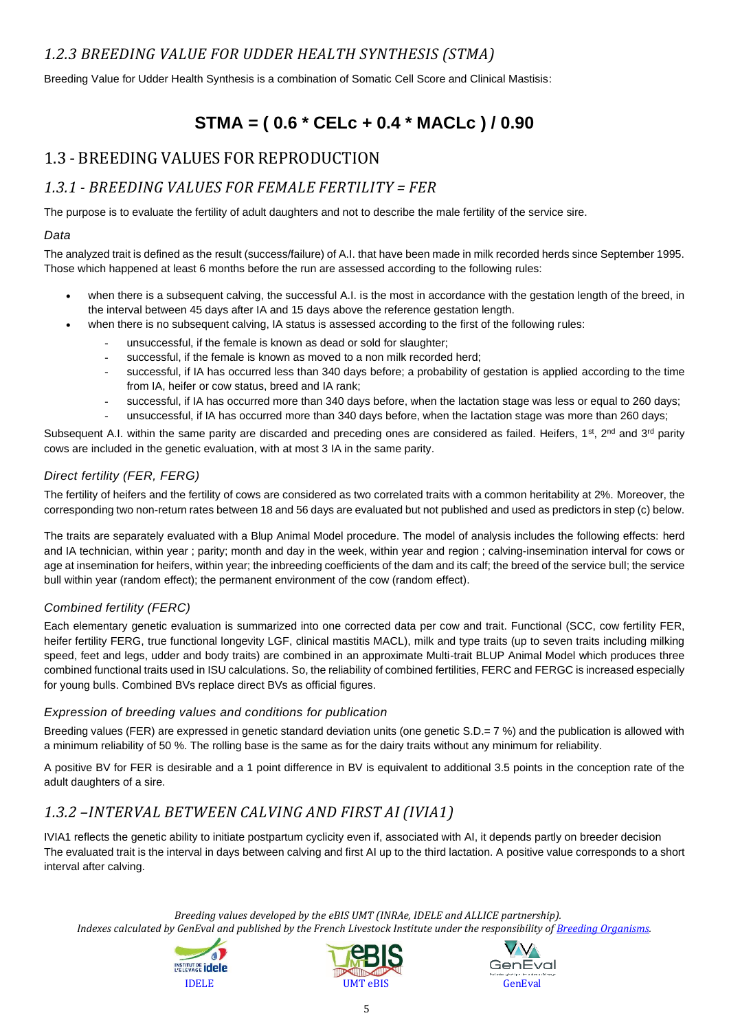### *1.2.3 BREEDING VALUE FOR UDDER HEALTH SYNTHESIS (STMA)*

Breeding Value for Udder Health Synthesis is a combination of Somatic Cell Score and Clinical Mastisis:

$$\mathbf{STMA = ( 0.6 * CELc + 0.4 * MACLc ) / 0.90}$$

## 1.3 - BREEDING VALUES FOR REPRODUCTION

### *1.3.1 - BREEDING VALUES FOR FEMALE FERTILITY = FER*

The purpose is to evaluate the fertility of adult daughters and not to describe the male fertility of the service sire.

*Data*

The analyzed trait is defined as the result (success/failure) of A.I. that have been made in milk recorded herds since September 1995. Those which happened at least 6 months before the run are assessed according to the following rules:

- when there is a subsequent calving, the successful A.I. is the most in accordance with the gestation length of the breed, in the interval between 45 days after IA and 15 days above the reference gestation length.
- when there is no subsequent calving, IA status is assessed according to the first of the following rules:
  - unsuccessful, if the female is known as dead or sold for slaughter;
  - successful, if the female is known as moved to a non milk recorded herd;
  - successful, if IA has occurred less than 340 days before; a probability of gestation is applied according to the time from IA, heifer or cow status, breed and IA rank;
  - successful, if IA has occurred more than 340 days before, when the lactation stage was less or equal to 260 days;
  - unsuccessful, if IA has occurred more than 340 days before, when the lactation stage was more than 260 days;

Subsequent A.I. within the same parity are discarded and preceding ones are considered as failed. Heifers, 1st, 2nd and 3rd parity cows are included in the genetic evaluation, with at most 3 IA in the same parity.

*Direct fertility (FER, FERG)*

The fertility of heifers and the fertility of cows are considered as two correlated traits with a common heritability at 2%. Moreover, the corresponding two non-return rates between 18 and 56 days are evaluated but not published and used as predictors in step (c) below.

The traits are separately evaluated with a Blup Animal Model procedure. The model of analysis includes the following effects: herd and IA technician, within year ; parity; month and day in the week, within year and region ; calving-insemination interval for cows or age at insemination for heifers, within year; the inbreeding coefficients of the dam and its calf; the breed of the service bull; the service bull within year (random effect); the permanent environment of the cow (random effect).

*Combined fertility (FERC)*

Each elementary genetic evaluation is summarized into one corrected data per cow and trait. Functional (SCC, cow fertility FER, heifer fertility FERG, true functional longevity LGF, clinical mastitis MACL), milk and type traits (up to seven traits including milking speed, feet and legs, udder and body traits) are combined in an approximate Multi-trait BLUP Animal Model which produces three combined functional traits used in ISU calculations. So, the reliability of combined fertilities, FERC and FERGC is increased especially for young bulls. Combined BVs replace direct BVs as official figures.

*Expression of breeding values and conditions for publication*

Breeding values (FER) are expressed in genetic standard deviation units (one genetic S.D.= 7 %) and the publication is allowed with a minimum reliability of 50 %. The rolling base is the same as for the dairy traits without any minimum for reliability.

A positive BV for FER is desirable and a 1 point difference in BV is equivalent to additional 3.5 points in the conception rate of the adult daughters of a sire.

### *1.3.2 –INTERVAL BETWEEN CALVING AND FIRST AI (IVIA1)*

IVIA1 reflects the genetic ability to initiate postpartum cyclicity even if, associated with AI, it depends partly on breeder decision The evaluated trait is the interval in days between calving and first AI up to the third lactation. A positive value corresponds to a short interval after calving.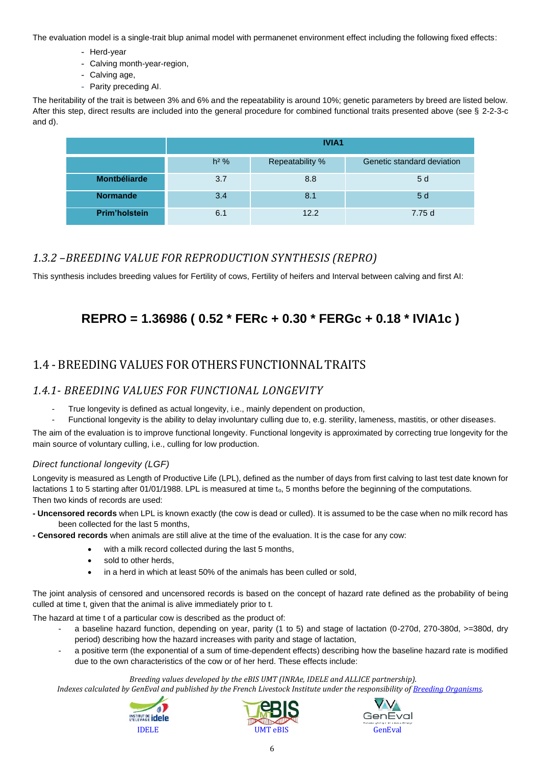The evaluation model is a single-trait blup animal model with permanenet environment effect including the following fixed effects:

- Herd-year
- Calving month-year-region,
- Calving age,
- Parity preceding AI.

The heritability of the trait is between 3% and 6% and the repeatability is around 10%; genetic parameters by breed are listed below. After this step, direct results are included into the general procedure for combined functional traits presented above (see § 2-2-3-c and d).

| | IVIA1 | | |
|---|---|---|---|
| | h² % | Repeatability % | Genetic standard deviation |
| **Montbéliarde** | 3.7 | 8.8 | 5 d |
| **Normande** | 3.4 | 8.1 | 5 d |
| **Prim'holstein** | 6.1 | 12.2 | 7.75 d |

### *1.3.2 –BREEDING VALUE FOR REPRODUCTION SYNTHESIS (REPRO)*

This synthesis includes breeding values for Fertility of cows, Fertility of heifers and Interval between calving and first AI:

$$\textbf{REPRO} = 1.36986\ (\ 0.52 * FERc + 0.30 * FERGc + 0.18 * IVIA1c\ )$$

## 1.4 - BREEDING VALUES FOR OTHERS FUNCTIONNAL TRAITS

### *1.4.1- BREEDING VALUES FOR FUNCTIONAL LONGEVITY*

- True longevity is defined as actual longevity, i.e., mainly dependent on production,
- Functional longevity is the ability to delay involuntary culling due to, e.g. sterility, lameness, mastitis, or other diseases.

The aim of the evaluation is to improve functional longevity. Functional longevity is approximated by correcting true longevity for the main source of voluntary culling, i.e., culling for low production.

*Direct functional longevity (LGF)*

Longevity is measured as Length of Productive Life (LPL), defined as the number of days from first calving to last test date known for lactations 1 to 5 starting after 01/01/1988. LPL is measured at time $t_o$, 5 months before the beginning of the computations.
Then two kinds of records are used:

- **Uncensored records** when LPL is known exactly (the cow is dead or culled). It is assumed to be the case when no milk record has been collected for the last 5 months,
- **Censored records** when animals are still alive at the time of the evaluation. It is the case for any cow:
  - with a milk record collected during the last 5 months,
  - sold to other herds,
  - in a herd in which at least 50% of the animals has been culled or sold,

The joint analysis of censored and uncensored records is based on the concept of hazard rate defined as the probability of being culled at time t, given that the animal is alive immediately prior to t.

The hazard at time t of a particular cow is described as the product of:

- a baseline hazard function, depending on year, parity (1 to 5) and stage of lactation (0-270d, 270-380d, >=380d, dry period) describing how the hazard increases with parity and stage of lactation,
- a positive term (the exponential of a sum of time-dependent effects) describing how the baseline hazard rate is modified due to the own characteristics of the cow or of her herd. These effects include:

*Breeding values developed by the eBIS UMT (INRAe, IDELE and ALLICE partnership).*
*Indexes calculated by GenEval and published by the French Livestock Institute under the responsibility of Breeding Organisms.*

IDELE UMT eBIS GenEval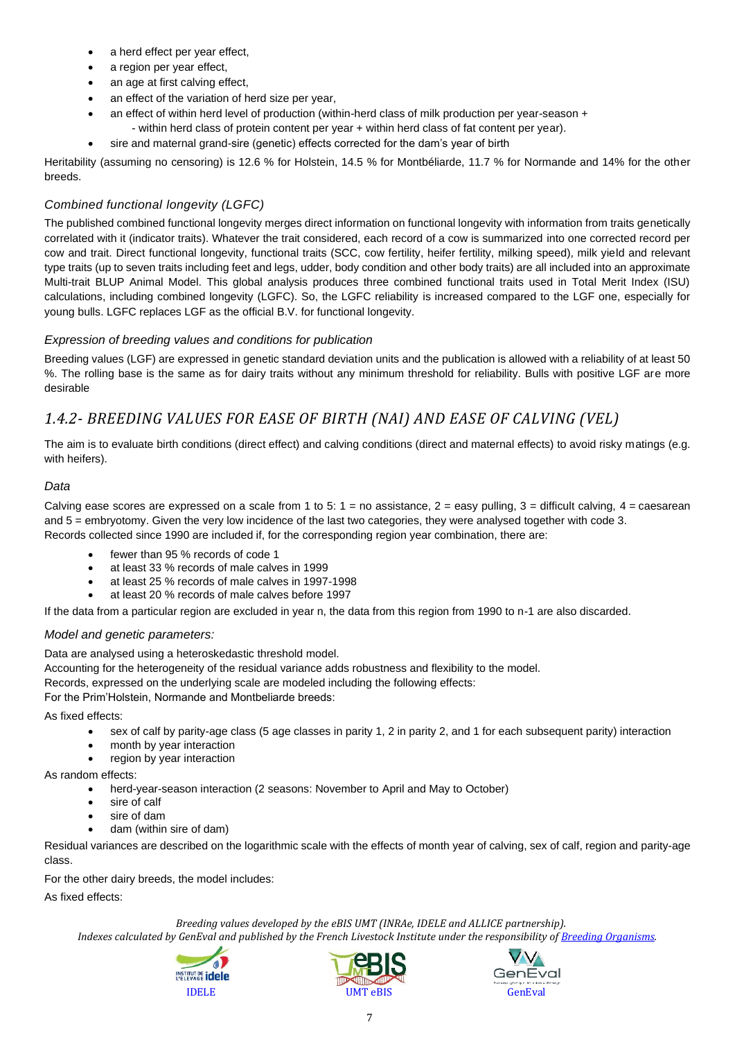- a herd effect per year effect,
- a region per year effect,
- an age at first calving effect,
- an effect of the variation of herd size per year,
- an effect of within herd level of production (within-herd class of milk production per year-season +
  - within herd class of protein content per year + within herd class of fat content per year).
- sire and maternal grand-sire (genetic) effects corrected for the dam's year of birth

Heritability (assuming no censoring) is 12.6 % for Holstein, 14.5 % for Montbéliarde, 11.7 % for Normande and 14% for the other breeds.

### *Combined functional longevity (LGFC)*

The published combined functional longevity merges direct information on functional longevity with information from traits genetically correlated with it (indicator traits). Whatever the trait considered, each record of a cow is summarized into one corrected record per cow and trait. Direct functional longevity, functional traits (SCC, cow fertility, heifer fertility, milking speed), milk yield and relevant type traits (up to seven traits including feet and legs, udder, body condition and other body traits) are all included into an approximate Multi-trait BLUP Animal Model. This global analysis produces three combined functional traits used in Total Merit Index (ISU) calculations, including combined longevity (LGFC). So, the LGFC reliability is increased compared to the LGF one, especially for young bulls. LGFC replaces LGF as the official B.V. for functional longevity.

### *Expression of breeding values and conditions for publication*

Breeding values (LGF) are expressed in genetic standard deviation units and the publication is allowed with a reliability of at least 50 %. The rolling base is the same as for dairy traits without any minimum threshold for reliability. Bulls with positive LGF are more desirable

## *1.4.2- BREEDING VALUES FOR EASE OF BIRTH (NAI) AND EASE OF CALVING (VEL)*

The aim is to evaluate birth conditions (direct effect) and calving conditions (direct and maternal effects) to avoid risky matings (e.g. with heifers).

### *Data*

Calving ease scores are expressed on a scale from 1 to 5: 1 = no assistance, 2 = easy pulling, 3 = difficult calving, 4 = caesarean and 5 = embryotomy. Given the very low incidence of the last two categories, they were analysed together with code 3.
Records collected since 1990 are included if, for the corresponding region year combination, there are:

- fewer than 95 % records of code 1
- at least 33 % records of male calves in 1999
- at least 25 % records of male calves in 1997-1998
- at least 20 % records of male calves before 1997

If the data from a particular region are excluded in year n, the data from this region from 1990 to n-1 are also discarded.

### *Model and genetic parameters:*

Data are analysed using a heteroskedastic threshold model.
Accounting for the heterogeneity of the residual variance adds robustness and flexibility to the model.
Records, expressed on the underlying scale are modeled including the following effects:
For the Prim'Holstein, Normande and Montbeliarde breeds:

As fixed effects:

- sex of calf by parity-age class (5 age classes in parity 1, 2 in parity 2, and 1 for each subsequent parity) interaction
- month by year interaction
- region by year interaction

As random effects:

- herd-year-season interaction (2 seasons: November to April and May to October)
- sire of calf
- sire of dam
- dam (within sire of dam)

Residual variances are described on the logarithmic scale with the effects of month year of calving, sex of calf, region and parity-age class.

For the other dairy breeds, the model includes:

As fixed effects: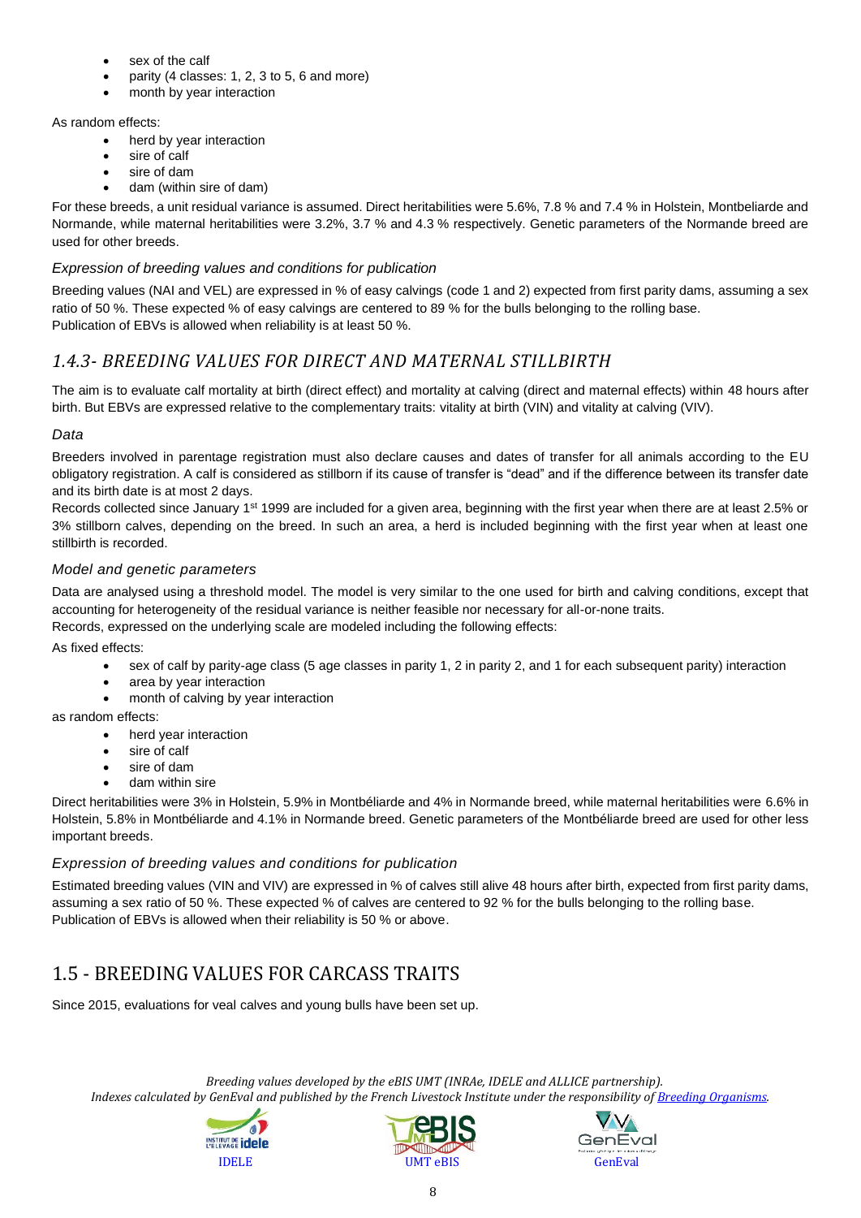- sex of the calf
- parity (4 classes: 1, 2, 3 to 5, 6 and more)
- month by year interaction

As random effects:

- herd by year interaction
- sire of calf
- sire of dam
- dam (within sire of dam)

For these breeds, a unit residual variance is assumed. Direct heritabilities were 5.6%, 7.8 % and 7.4 % in Holstein, Montbeliarde and Normande, while maternal heritabilities were 3.2%, 3.7 % and 4.3 % respectively. Genetic parameters of the Normande breed are used for other breeds.

### *Expression of breeding values and conditions for publication*

Breeding values (NAI and VEL) are expressed in % of easy calvings (code 1 and 2) expected from first parity dams, assuming a sex ratio of 50 %. These expected % of easy calvings are centered to 89 % for the bulls belonging to the rolling base.
Publication of EBVs is allowed when reliability is at least 50 %.

## *1.4.3- BREEDING VALUES FOR DIRECT AND MATERNAL STILLBIRTH*

The aim is to evaluate calf mortality at birth (direct effect) and mortality at calving (direct and maternal effects) within 48 hours after birth. But EBVs are expressed relative to the complementary traits: vitality at birth (VIN) and vitality at calving (VIV).

### *Data*

Breeders involved in parentage registration must also declare causes and dates of transfer for all animals according to the EU obligatory registration. A calf is considered as stillborn if its cause of transfer is "dead" and if the difference between its transfer date and its birth date is at most 2 days.
Records collected since January 1st 1999 are included for a given area, beginning with the first year when there are at least 2.5% or 3% stillborn calves, depending on the breed. In such an area, a herd is included beginning with the first year when at least one stillbirth is recorded.

### *Model and genetic parameters*

Data are analysed using a threshold model. The model is very similar to the one used for birth and calving conditions, except that accounting for heterogeneity of the residual variance is neither feasible nor necessary for all-or-none traits.
Records, expressed on the underlying scale are modeled including the following effects:

As fixed effects:

- sex of calf by parity-age class (5 age classes in parity 1, 2 in parity 2, and 1 for each subsequent parity) interaction
- area by year interaction
- month of calving by year interaction

as random effects:

- herd year interaction
- sire of calf
- sire of dam
- dam within sire

Direct heritabilities were 3% in Holstein, 5.9% in Montbéliarde and 4% in Normande breed, while maternal heritabilities were 6.6% in Holstein, 5.8% in Montbéliarde and 4.1% in Normande breed. Genetic parameters of the Montbéliarde breed are used for other less important breeds.

### *Expression of breeding values and conditions for publication*

Estimated breeding values (VIN and VIV) are expressed in % of calves still alive 48 hours after birth, expected from first parity dams, assuming a sex ratio of 50 %. These expected % of calves are centered to 92 % for the bulls belonging to the rolling base.
Publication of EBVs is allowed when their reliability is 50 % or above.

# 1.5 - BREEDING VALUES FOR CARCASS TRAITS

Since 2015, evaluations for veal calves and young bulls have been set up.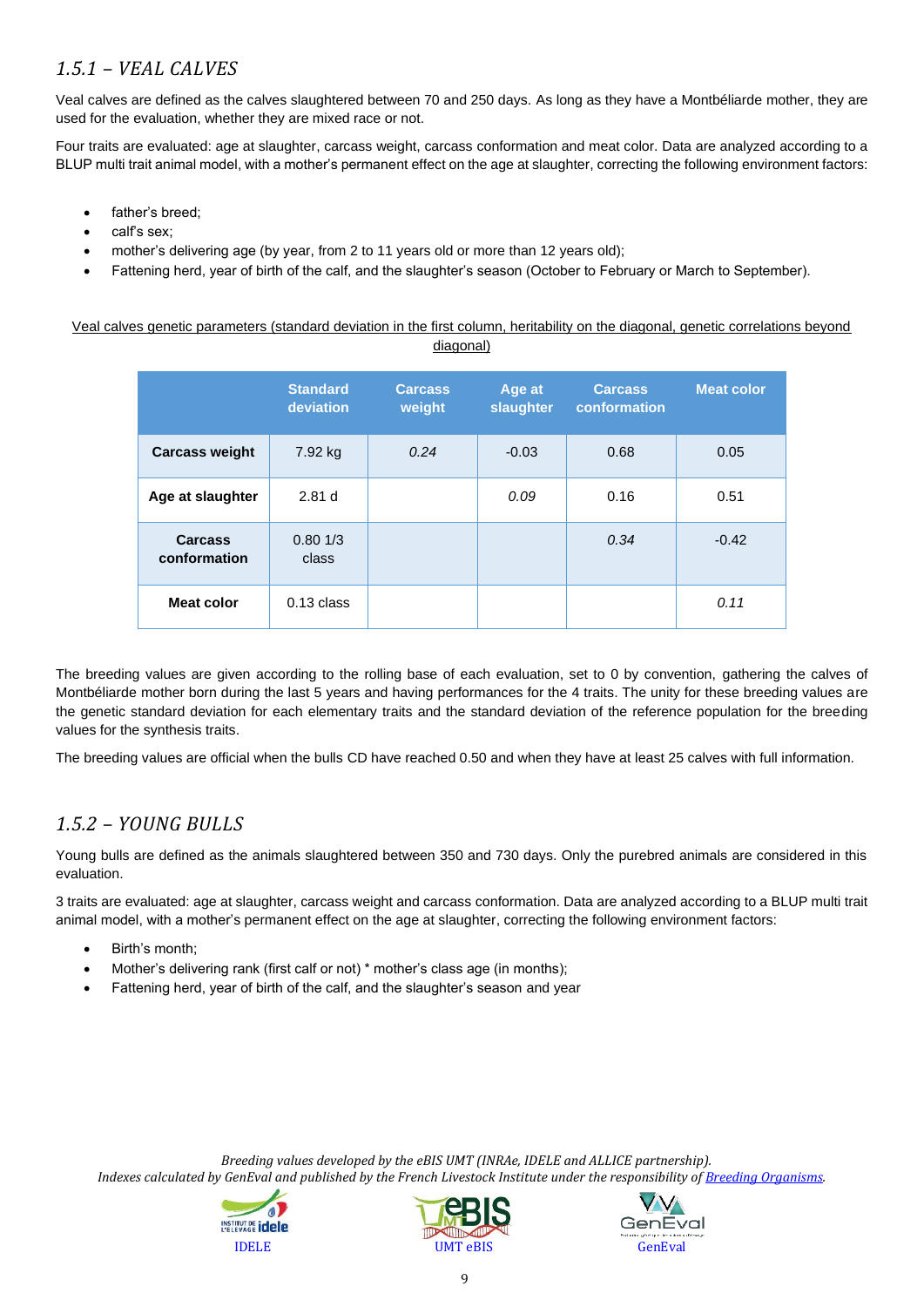### *1.5.1 – VEAL CALVES*

Veal calves are defined as the calves slaughtered between 70 and 250 days. As long as they have a Montbéliarde mother, they are used for the evaluation, whether they are mixed race or not.

Four traits are evaluated: age at slaughter, carcass weight, carcass conformation and meat color. Data are analyzed according to a BLUP multi trait animal model, with a mother's permanent effect on the age at slaughter, correcting the following environment factors:

- father's breed;
- calf's sex;
- mother's delivering age (by year, from 2 to 11 years old or more than 12 years old);
- Fattening herd, year of birth of the calf, and the slaughter's season (October to February or March to September).

Veal calves genetic parameters (standard deviation in the first column, heritability on the diagonal, genetic correlations beyond diagonal)

| | Standard deviation | Carcass weight | Age at slaughter | Carcass conformation | Meat color |
|---|---|---|---|---|---|
| **Carcass weight** | 7.92 kg | *0.24* | -0.03 | 0.68 | 0.05 |
| **Age at slaughter** | 2.81 d | | *0.09* | 0.16 | 0.51 |
| **Carcass conformation** | 0.80 1/3 class | | | *0.34* | -0.42 |
| **Meat color** | 0.13 class | | | | *0.11* |

The breeding values are given according to the rolling base of each evaluation, set to 0 by convention, gathering the calves of Montbéliarde mother born during the last 5 years and having performances for the 4 traits. The unity for these breeding values are the genetic standard deviation for each elementary traits and the standard deviation of the reference population for the breeding values for the synthesis traits.

The breeding values are official when the bulls CD have reached 0.50 and when they have at least 25 calves with full information.

### *1.5.2 – YOUNG BULLS*

Young bulls are defined as the animals slaughtered between 350 and 730 days. Only the purebred animals are considered in this evaluation.

3 traits are evaluated: age at slaughter, carcass weight and carcass conformation. Data are analyzed according to a BLUP multi trait animal model, with a mother's permanent effect on the age at slaughter, correcting the following environment factors:

- Birth's month;
- Mother's delivering rank (first calf or not) * mother's class age (in months);
- Fattening herd, year of birth of the calf, and the slaughter's season and year

*Breeding values developed by the eBIS UMT (INRAe, IDELE and ALLICE partnership).*
*Indexes calculated by GenEval and published by the French Livestock Institute under the responsibility of [Breeding Organisms](Breeding Organisms).*

IDELE UMT eBIS GenEval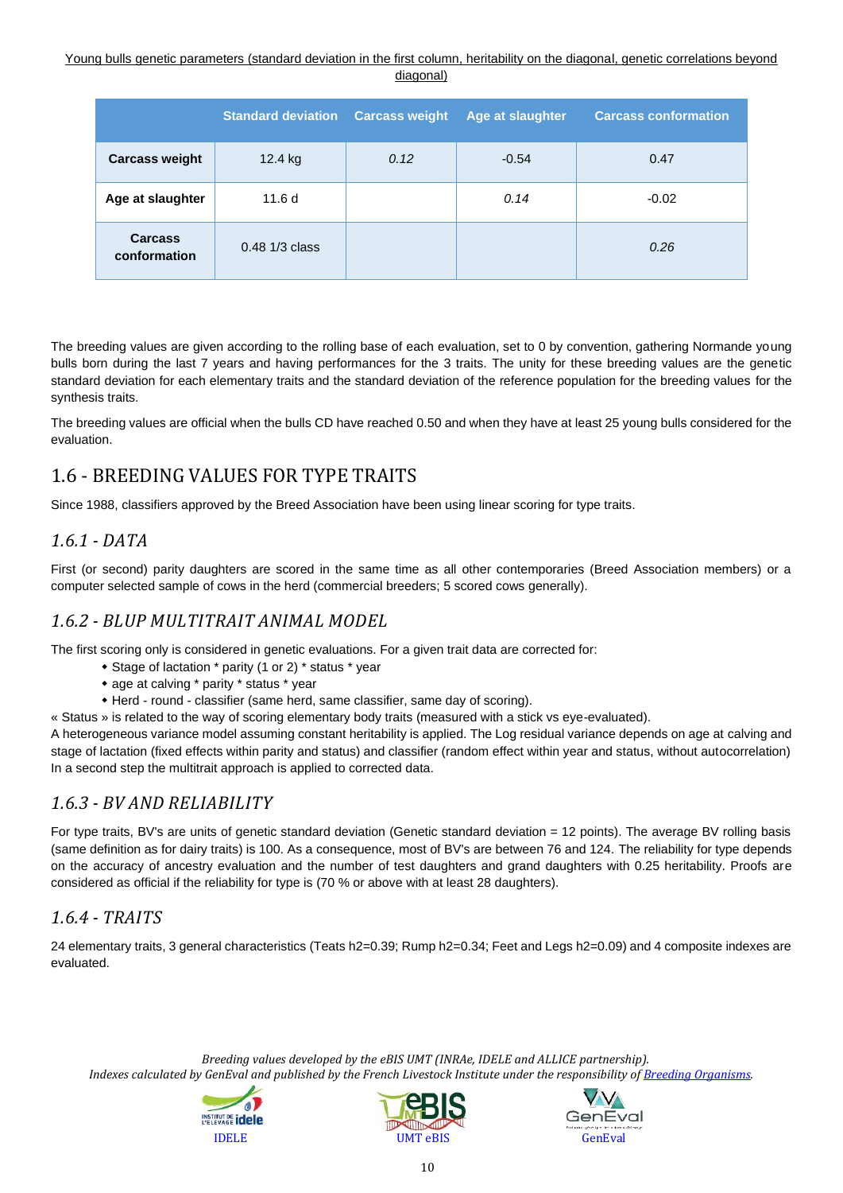Young bulls genetic parameters (standard deviation in the first column, heritability on the diagonal, genetic correlations beyond diagonal)

| | Standard deviation | Carcass weight | Age at slaughter | Carcass conformation |
|---|---|---|---|---|
| **Carcass weight** | 12.4 kg | *0.12* | -0.54 | 0.47 |
| **Age at slaughter** | 11.6 d | | *0.14* | -0.02 |
| **Carcass conformation** | 0.48 1/3 class | | | *0.26* |

The breeding values are given according to the rolling base of each evaluation, set to 0 by convention, gathering Normande young bulls born during the last 7 years and having performances for the 3 traits. The unity for these breeding values are the genetic standard deviation for each elementary traits and the standard deviation of the reference population for the breeding values for the synthesis traits.

The breeding values are official when the bulls CD have reached 0.50 and when they have at least 25 young bulls considered for the evaluation.

## 1.6 - BREEDING VALUES FOR TYPE TRAITS

Since 1988, classifiers approved by the Breed Association have been using linear scoring for type traits.

### *1.6.1 - DATA*

First (or second) parity daughters are scored in the same time as all other contemporaries (Breed Association members) or a computer selected sample of cows in the herd (commercial breeders; 5 scored cows generally).

### *1.6.2 - BLUP MULTITRAIT ANIMAL MODEL*

The first scoring only is considered in genetic evaluations. For a given trait data are corrected for:

- Stage of lactation * parity (1 or 2) * status * year
- age at calving * parity * status * year
- Herd - round - classifier (same herd, same classifier, same day of scoring).

« Status » is related to the way of scoring elementary body traits (measured with a stick vs eye-evaluated).
A heterogeneous variance model assuming constant heritability is applied. The Log residual variance depends on age at calving and stage of lactation (fixed effects within parity and status) and classifier (random effect within year and status, without autocorrelation) In a second step the multitrait approach is applied to corrected data.

### *1.6.3 - BV AND RELIABILITY*

For type traits, BV's are units of genetic standard deviation (Genetic standard deviation = 12 points). The average BV rolling basis (same definition as for dairy traits) is 100. As a consequence, most of BV's are between 76 and 124. The reliability for type depends on the accuracy of ancestry evaluation and the number of test daughters and grand daughters with 0.25 heritability. Proofs are considered as official if the reliability for type is (70 % or above with at least 28 daughters).

### *1.6.4 - TRAITS*

24 elementary traits, 3 general characteristics (Teats h2=0.39; Rump h2=0.34; Feet and Legs h2=0.09) and 4 composite indexes are evaluated.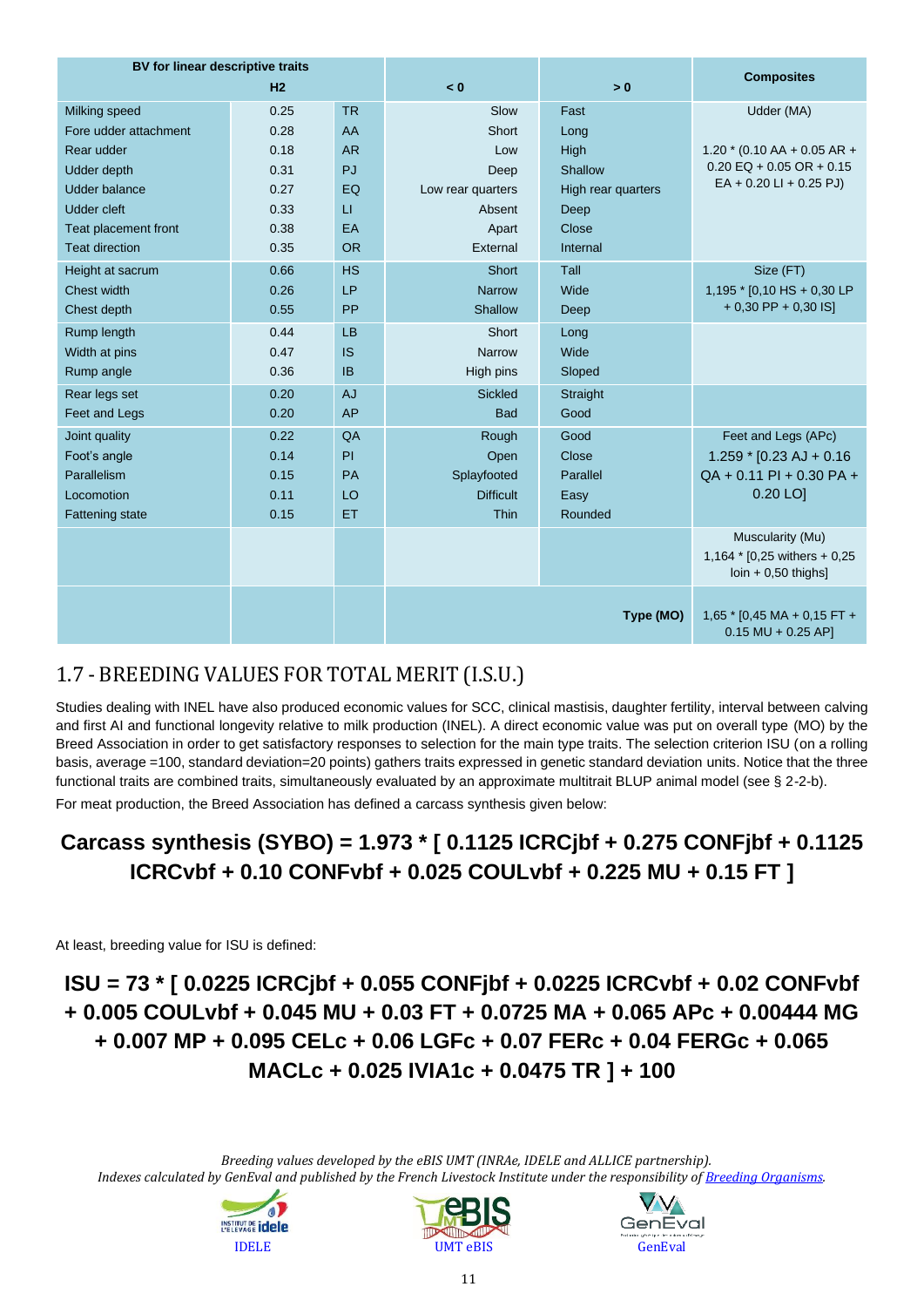| BV for linear descriptive traits | H2 | | < 0 | > 0 | Composites |
|---|---|---|---|---|---|
| Milking speed | 0.25 | TR | Slow | Fast | Udder (MA) |
| Fore udder attachment | 0.28 | AA | Short | Long | |
| Rear udder | 0.18 | AR | Low | High | 1.20 * (0.10 AA + 0.05 AR + 0.20 EQ + 0.05 OR + 0.15 EA + 0.20 LI + 0.25 PJ) |
| Udder depth | 0.31 | PJ | Deep | Shallow | |
| Udder balance | 0.27 | EQ | Low rear quarters | High rear quarters | |
| Udder cleft | 0.33 | LI | Absent | Deep | |
| Teat placement front | 0.38 | EA | Apart | Close | |
| Teat direction | 0.35 | OR | External | Internal | |
| Height at sacrum | 0.66 | HS | Short | Tall | Size (FT) |
| Chest width | 0.26 | LP | Narrow | Wide | 1,195 * [0,10 HS + 0,30 LP + 0,30 PP + 0,30 IS] |
| Chest depth | 0.55 | PP | Shallow | Deep | |
| Rump length | 0.44 | LB | Short | Long | |
| Width at pins | 0.47 | IS | Narrow | Wide | |
| Rump angle | 0.36 | IB | High pins | Sloped | |
| Rear legs set | 0.20 | AJ | Sickled | Straight | |
| Feet and Legs | 0.20 | AP | Bad | Good | |
| Joint quality | 0.22 | QA | Rough | Good | Feet and Legs (APc) |
| Foot's angle | 0.14 | PI | Open | Close | 1.259 * [0.23 AJ + 0.16 QA + 0.11 PI + 0.30 PA + 0.20 LO] |
| Parallelism | 0.15 | PA | Splayfooted | Parallel | |
| Locomotion | 0.11 | LO | Difficult | Easy | |
| Fattening state | 0.15 | ET | Thin | Rounded | |
| | | | | | Muscularity (Mu) 1,164 * [0,25 withers + 0,25 loin + 0,50 thighs] |
| | | | | **Type (MO)** | 1,65 * [0,45 MA + 0,15 FT + 0.15 MU + 0.25 AP] |

## 1.7 - BREEDING VALUES FOR TOTAL MERIT (I.S.U.)

Studies dealing with INEL have also produced economic values for SCC, clinical mastisis, daughter fertility, interval between calving and first AI and functional longevity relative to milk production (INEL). A direct economic value was put on overall type (MO) by the Breed Association in order to get satisfactory responses to selection for the main type traits. The selection criterion ISU (on a rolling basis, average =100, standard deviation=20 points) gathers traits expressed in genetic standard deviation units. Notice that the three functional traits are combined traits, simultaneously evaluated by an approximate multitrait BLUP animal model (see § 2-2-b).

For meat production, the Breed Association has defined a carcass synthesis given below:

**Carcass synthesis (SYBO) = 1.973 * [ 0.1125 ICRCjbf + 0.275 CONFjbf + 0.1125 ICRCvbf + 0.10 CONFvbf + 0.025 COULvbf + 0.225 MU + 0.15 FT ]**

At least, breeding value for ISU is defined:

**ISU = 73 * [ 0.0225 ICRCjbf + 0.055 CONFjbf + 0.0225 ICRCvbf + 0.02 CONFvbf + 0.005 COULvbf + 0.045 MU + 0.03 FT + 0.0725 MA + 0.065 APc + 0.00444 MG + 0.007 MP + 0.095 CELc + 0.06 LGFc + 0.07 FERc + 0.04 FERGc + 0.065 MACLc + 0.025 IVIA1c + 0.0475 TR ] + 100**

*Breeding values developed by the eBIS UMT (INRAe, IDELE and ALLICE partnership).*
*Indexes calculated by GenEval and published by the French Livestock Institute under the responsibility of Breeding Organisms.*

IDELE UMT eBIS GenEval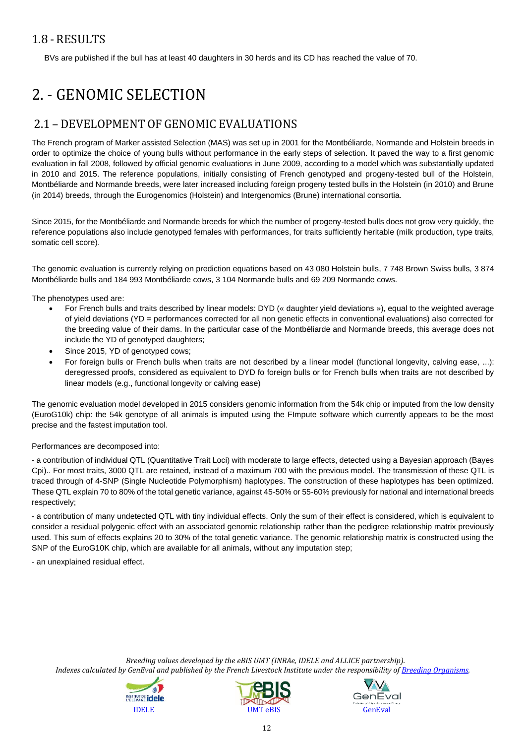## 1.8 - RESULTS

BVs are published if the bull has at least 40 daughters in 30 herds and its CD has reached the value of 70.

# 2. - GENOMIC SELECTION

## 2.1 – DEVELOPMENT OF GENOMIC EVALUATIONS

The French program of Marker assisted Selection (MAS) was set up in 2001 for the Montbéliarde, Normande and Holstein breeds in order to optimize the choice of young bulls without performance in the early steps of selection. It paved the way to a first genomic evaluation in fall 2008, followed by official genomic evaluations in June 2009, according to a model which was substantially updated in 2010 and 2015. The reference populations, initially consisting of French genotyped and progeny-tested bull of the Holstein, Montbéliarde and Normande breeds, were later increased including foreign progeny tested bulls in the Holstein (in 2010) and Brune (in 2014) breeds, through the Eurogenomics (Holstein) and Intergenomics (Brune) international consortia.

Since 2015, for the Montbéliarde and Normande breeds for which the number of progeny-tested bulls does not grow very quickly, the reference populations also include genotyped females with performances, for traits sufficiently heritable (milk production, type traits, somatic cell score).

The genomic evaluation is currently relying on prediction equations based on 43 080 Holstein bulls, 7 748 Brown Swiss bulls, 3 874 Montbéliarde bulls and 184 993 Montbéliarde cows, 3 104 Normande bulls and 69 209 Normande cows.

The phenotypes used are:

- For French bulls and traits described by linear models: DYD (« daughter yield deviations »), equal to the weighted average of yield deviations (YD = performances corrected for all non genetic effects in conventional evaluations) also corrected for the breeding value of their dams. In the particular case of the Montbéliarde and Normande breeds, this average does not include the YD of genotyped daughters;
- Since 2015, YD of genotyped cows;
- For foreign bulls or French bulls when traits are not described by a linear model (functional longevity, calving ease, ...): deregressed proofs, considered as equivalent to DYD fo foreign bulls or for French bulls when traits are not described by linear models (e.g., functional longevity or calving ease)

The genomic evaluation model developed in 2015 considers genomic information from the 54k chip or imputed from the low density (EuroG10k) chip: the 54k genotype of all animals is imputed using the FImpute software which currently appears to be the most precise and the fastest imputation tool.

Performances are decomposed into:

- a contribution of individual QTL (Quantitative Trait Loci) with moderate to large effects, detected using a Bayesian approach (Bayes Cpi).. For most traits, 3000 QTL are retained, instead of a maximum 700 with the previous model. The transmission of these QTL is traced through of 4-SNP (Single Nucleotide Polymorphism) haplotypes. The construction of these haplotypes has been optimized. These QTL explain 70 to 80% of the total genetic variance, against 45-50% or 55-60% previously for national and international breeds respectively;

- a contribution of many undetected QTL with tiny individual effects. Only the sum of their effect is considered, which is equivalent to consider a residual polygenic effect with an associated genomic relationship rather than the pedigree relationship matrix previously used. This sum of effects explains 20 to 30% of the total genetic variance. The genomic relationship matrix is constructed using the SNP of the EuroG10K chip, which are available for all animals, without any imputation step;

- an unexplained residual effect.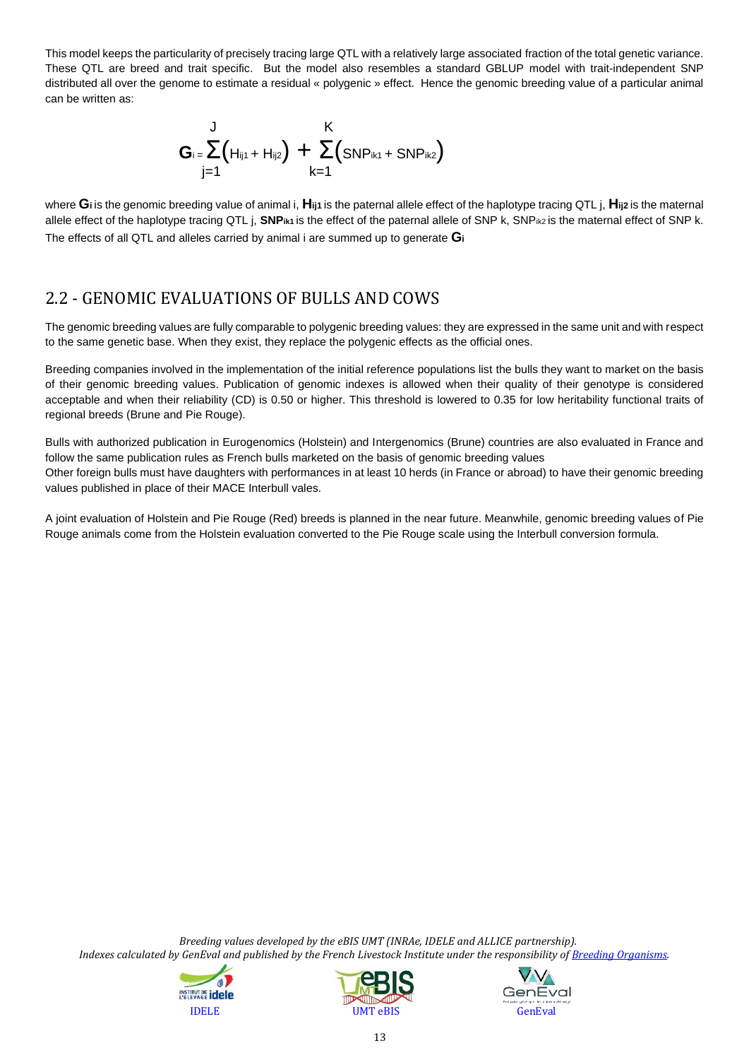This model keeps the particularity of precisely tracing large QTL with a relatively large associated fraction of the total genetic variance. These QTL are breed and trait specific. But the model also resembles a standard GBLUP model with trait-independent SNP distributed all over the genome to estimate a residual « polygenic » effect. Hence the genomic breeding value of a particular animal can be written as:

$$\mathbf{G}_i = \sum_{j=1}^{J} \left( H_{ij1} + H_{ij2} \right) + \sum_{k=1}^{K} \left( SNP_{ik1} + SNP_{ik2} \right)$$

where $\mathbf{G_i}$ is the genomic breeding value of animal i, $\mathbf{H_{ij1}}$ is the paternal allele effect of the haplotype tracing QTL j, $\mathbf{H_{ij2}}$ is the maternal allele effect of the haplotype tracing QTL j, $\mathbf{SNP_{ik1}}$ is the effect of the paternal allele of SNP k, $SNP_{ik2}$ is the maternal effect of SNP k. The effects of all QTL and alleles carried by animal i are summed up to generate $\mathbf{G_i}$

## 2.2 - GENOMIC EVALUATIONS OF BULLS AND COWS

The genomic breeding values are fully comparable to polygenic breeding values: they are expressed in the same unit and with respect to the same genetic base. When they exist, they replace the polygenic effects as the official ones.

Breeding companies involved in the implementation of the initial reference populations list the bulls they want to market on the basis of their genomic breeding values. Publication of genomic indexes is allowed when their quality of their genotype is considered acceptable and when their reliability (CD) is 0.50 or higher. This threshold is lowered to 0.35 for low heritability functional traits of regional breeds (Brune and Pie Rouge).

Bulls with authorized publication in Eurogenomics (Holstein) and Intergenomics (Brune) countries are also evaluated in France and follow the same publication rules as French bulls marketed on the basis of genomic breeding values
Other foreign bulls must have daughters with performances in at least 10 herds (in France or abroad) to have their genomic breeding values published in place of their MACE Interbull vales.

A joint evaluation of Holstein and Pie Rouge (Red) breeds is planned in the near future. Meanwhile, genomic breeding values of Pie Rouge animals come from the Holstein evaluation converted to the Pie Rouge scale using the Interbull conversion formula.

*Breeding values developed by the eBIS UMT (INRAe, IDELE and ALLICE partnership).*
*Indexes calculated by GenEval and published by the French Livestock Institute under the responsibility of Breeding Organisms.*

IDELE UMT eBIS GenEval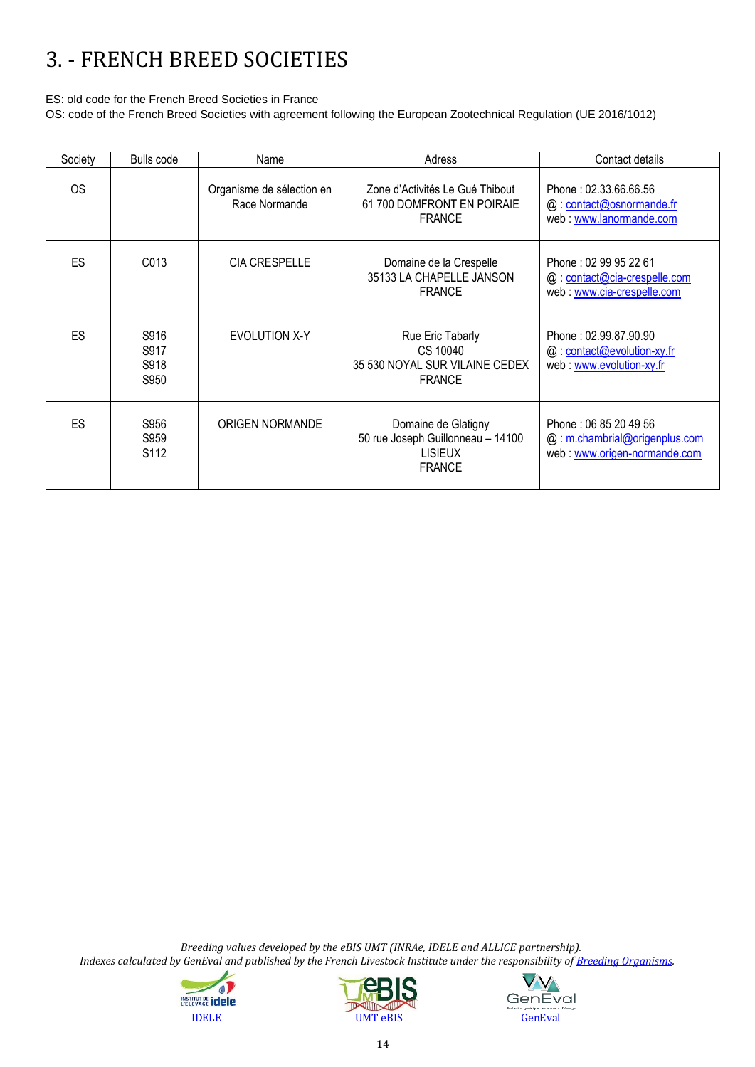# 3. - FRENCH BREED SOCIETIES

ES: old code for the French Breed Societies in France
OS: code of the French Breed Societies with agreement following the European Zootechnical Regulation (UE 2016/1012)

| Society | Bulls code | Name | Adress | Contact details |
|---|---|---|---|---|
| OS | | Organisme de sélection en Race Normande | Zone d'Activités Le Gué Thibout 61 700 DOMFRONT EN POIRAIE FRANCE | Phone : 02.33.66.66.56 @ : contact@osnormande.fr web : www.lanormande.com |
| ES | C013 | CIA CRESPELLE | Domaine de la Crespelle 35133 LA CHAPELLE JANSON FRANCE | Phone : 02 99 95 22 61 @ : contact@cia-crespelle.com web : www.cia-crespelle.com |
| ES | S916 S917 S918 S950 | EVOLUTION X-Y | Rue Eric Tabarly CS 10040 35 530 NOYAL SUR VILAINE CEDEX FRANCE | Phone : 02.99.87.90.90 @ : contact@evolution-xy.fr web : www.evolution-xy.fr |
| ES | S956 S959 S112 | ORIGEN NORMANDE | Domaine de Glatigny 50 rue Joseph Guillonneau – 14100 LISIEUX FRANCE | Phone : 06 85 20 49 56 @ : m.chambrial@origenplus.com web : www.origen-normande.com |

*Breeding values developed by the eBIS UMT (INRAe, IDELE and ALLICE partnership).*
*Indexes calculated by GenEval and published by the French Livestock Institute under the responsibility of Breeding Organisms.*

IDELE UMT eBIS GenEval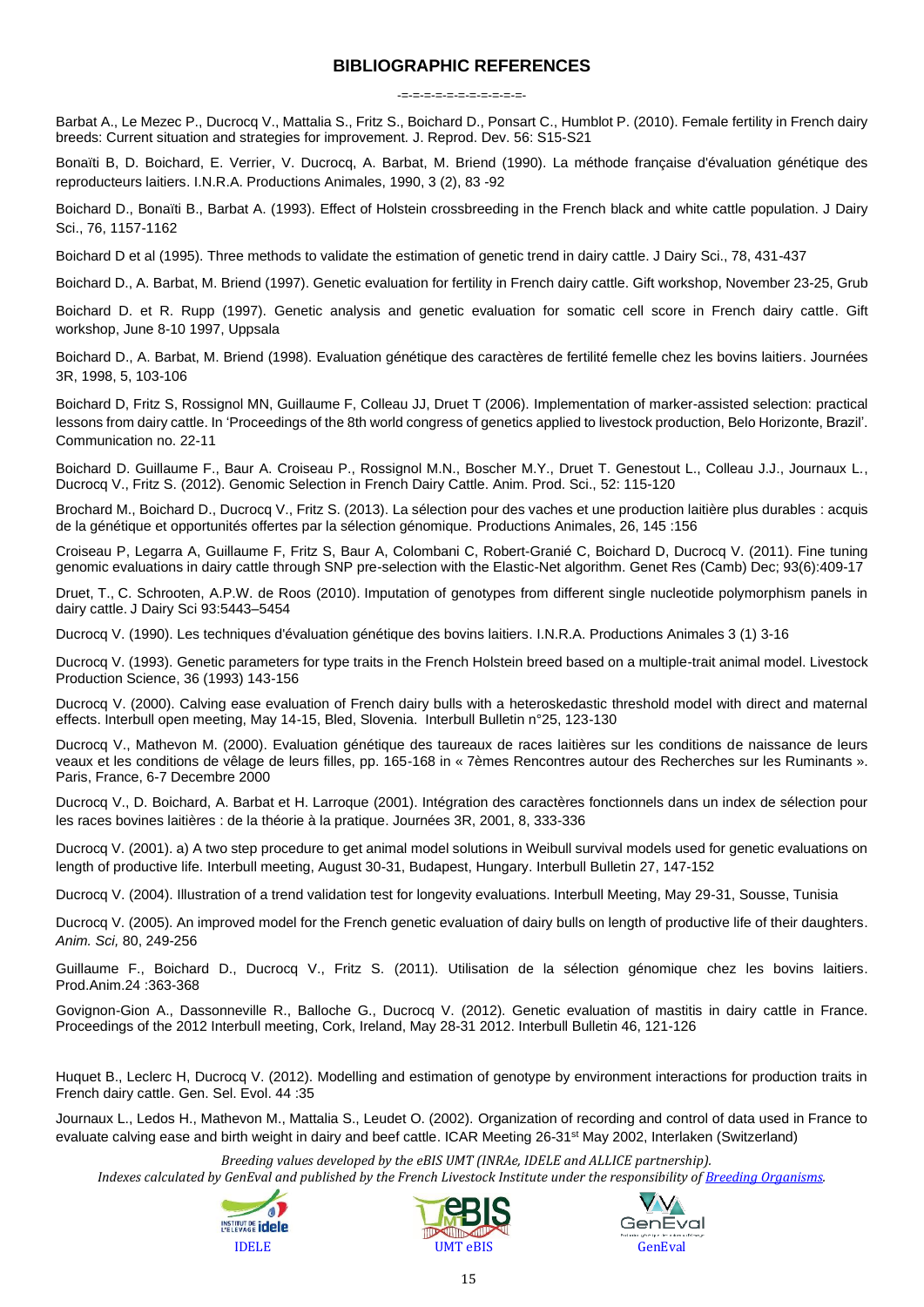# BIBLIOGRAPHIC REFERENCES

-=-=-=-=-=-=-=-=-=-=-

Barbat A., Le Mezec P., Ducrocq V., Mattalia S., Fritz S., Boichard D., Ponsart C., Humblot P. (2010). Female fertility in French dairy breeds: Current situation and strategies for improvement. J. Reprod. Dev. 56: S15-S21

Bonaïti B, D. Boichard, E. Verrier, V. Ducrocq, A. Barbat, M. Briend (1990). La méthode française d'évaluation génétique des reproducteurs laitiers. I.N.R.A. Productions Animales, 1990, 3 (2), 83 -92

Boichard D., Bonaïti B., Barbat A. (1993). Effect of Holstein crossbreeding in the French black and white cattle population. J Dairy Sci., 76, 1157-1162

Boichard D et al (1995). Three methods to validate the estimation of genetic trend in dairy cattle. J Dairy Sci., 78, 431-437

Boichard D., A. Barbat, M. Briend (1997). Genetic evaluation for fertility in French dairy cattle. Gift workshop, November 23-25, Grub

Boichard D. et R. Rupp (1997). Genetic analysis and genetic evaluation for somatic cell score in French dairy cattle. Gift workshop, June 8-10 1997, Uppsala

Boichard D., A. Barbat, M. Briend (1998). Evaluation génétique des caractères de fertilité femelle chez les bovins laitiers. Journées 3R, 1998, 5, 103-106

Boichard D, Fritz S, Rossignol MN, Guillaume F, Colleau JJ, Druet T (2006). Implementation of marker-assisted selection: practical lessons from dairy cattle. In 'Proceedings of the 8th world congress of genetics applied to livestock production, Belo Horizonte, Brazil'. Communication no. 22-11

Boichard D. Guillaume F., Baur A. Croiseau P., Rossignol M.N., Boscher M.Y., Druet T. Genestout L., Colleau J.J., Journaux L., Ducrocq V., Fritz S. (2012). Genomic Selection in French Dairy Cattle. Anim. Prod. Sci., 52: 115-120

Brochard M., Boichard D., Ducrocq V., Fritz S. (2013). La sélection pour des vaches et une production laitière plus durables : acquis de la génétique et opportunités offertes par la sélection génomique. Productions Animales, 26, 145 :156

Croiseau P, Legarra A, Guillaume F, Fritz S, Baur A, Colombani C, Robert-Granié C, Boichard D, Ducrocq V. (2011). Fine tuning genomic evaluations in dairy cattle through SNP pre-selection with the Elastic-Net algorithm. Genet Res (Camb) Dec; 93(6):409-17

Druet, T., C. Schrooten, A.P.W. de Roos (2010). Imputation of genotypes from different single nucleotide polymorphism panels in dairy cattle. J Dairy Sci 93:5443–5454

Ducrocq V. (1990). Les techniques d'évaluation génétique des bovins laitiers. I.N.R.A. Productions Animales 3 (1) 3-16

Ducrocq V. (1993). Genetic parameters for type traits in the French Holstein breed based on a multiple-trait animal model. Livestock Production Science, 36 (1993) 143-156

Ducrocq V. (2000). Calving ease evaluation of French dairy bulls with a heteroskedastic threshold model with direct and maternal effects. Interbull open meeting, May 14-15, Bled, Slovenia. Interbull Bulletin n°25, 123-130

Ducrocq V., Mathevon M. (2000). Evaluation génétique des taureaux de races laitières sur les conditions de naissance de leurs veaux et les conditions de vêlage de leurs filles, pp. 165-168 in « 7èmes Rencontres autour des Recherches sur les Ruminants ». Paris, France, 6-7 Decembre 2000

Ducrocq V., D. Boichard, A. Barbat et H. Larroque (2001). Intégration des caractères fonctionnels dans un index de sélection pour les races bovines laitières : de la théorie à la pratique. Journées 3R, 2001, 8, 333-336

Ducrocq V. (2001). a) A two step procedure to get animal model solutions in Weibull survival models used for genetic evaluations on length of productive life. Interbull meeting, August 30-31, Budapest, Hungary. Interbull Bulletin 27, 147-152

Ducrocq V. (2004). Illustration of a trend validation test for longevity evaluations. Interbull Meeting, May 29-31, Sousse, Tunisia

Ducrocq V. (2005). An improved model for the French genetic evaluation of dairy bulls on length of productive life of their daughters. *Anim. Sci,* 80, 249-256

Guillaume F., Boichard D., Ducrocq V., Fritz S. (2011). Utilisation de la sélection génomique chez les bovins laitiers. Prod.Anim.24 :363-368

Govignon-Gion A., Dassonneville R., Balloche G., Ducrocq V. (2012). Genetic evaluation of mastitis in dairy cattle in France. Proceedings of the 2012 Interbull meeting, Cork, Ireland, May 28-31 2012. Interbull Bulletin 46, 121-126

Huquet B., Leclerc H, Ducrocq V. (2012). Modelling and estimation of genotype by environment interactions for production traits in French dairy cattle. Gen. Sel. Evol. 44 :35

Journaux L., Ledos H., Mathevon M., Mattalia S., Leudet O. (2002). Organization of recording and control of data used in France to evaluate calving ease and birth weight in dairy and beef cattle. ICAR Meeting 26-31st May 2002, Interlaken (Switzerland)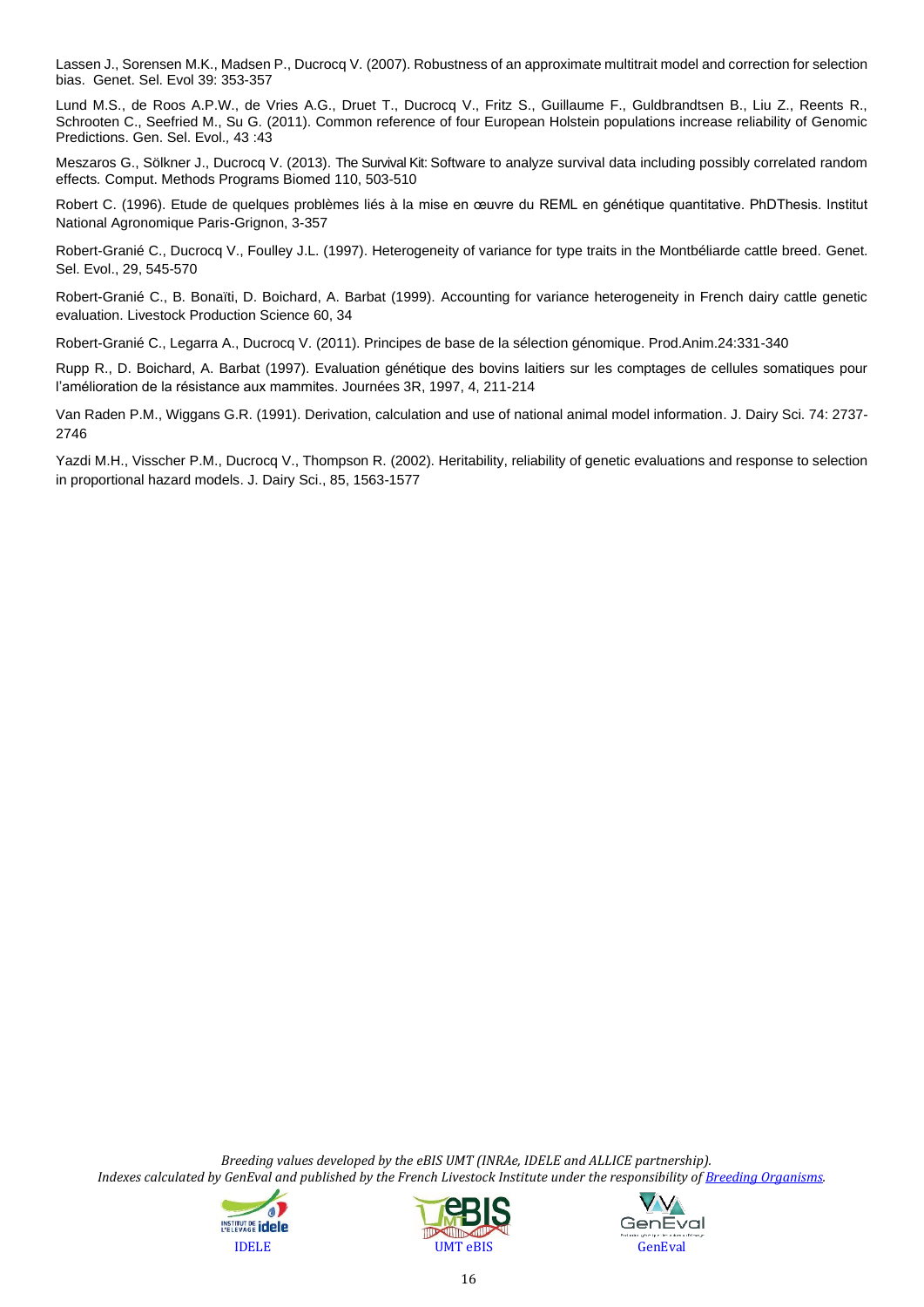Lassen J., Sorensen M.K., Madsen P., Ducrocq V. (2007). Robustness of an approximate multitrait model and correction for selection bias. Genet. Sel. Evol 39: 353-357

Lund M.S., de Roos A.P.W., de Vries A.G., Druet T., Ducrocq V., Fritz S., Guillaume F., Guldbrandtsen B., Liu Z., Reents R., Schrooten C., Seefried M., Su G. (2011). Common reference of four European Holstein populations increase reliability of Genomic Predictions. Gen. Sel. Evol., 43 :43

Meszaros G., Sölkner J., Ducrocq V. (2013). The Survival Kit: Software to analyze survival data including possibly correlated random effects. Comput. Methods Programs Biomed 110, 503-510

Robert C. (1996). Etude de quelques problèmes liés à la mise en œuvre du REML en génétique quantitative. PhDThesis. Institut National Agronomique Paris-Grignon, 3-357

Robert-Granié C., Ducrocq V., Foulley J.L. (1997). Heterogeneity of variance for type traits in the Montbéliarde cattle breed. Genet. Sel. Evol., 29, 545-570

Robert-Granié C., B. Bonaïti, D. Boichard, A. Barbat (1999). Accounting for variance heterogeneity in French dairy cattle genetic evaluation. Livestock Production Science 60, 34

Robert-Granié C., Legarra A., Ducrocq V. (2011). Principes de base de la sélection génomique. Prod.Anim.24:331-340

Rupp R., D. Boichard, A. Barbat (1997). Evaluation génétique des bovins laitiers sur les comptages de cellules somatiques pour l'amélioration de la résistance aux mammites. Journées 3R, 1997, 4, 211-214

Van Raden P.M., Wiggans G.R. (1991). Derivation, calculation and use of national animal model information. J. Dairy Sci. 74: 2737-2746

Yazdi M.H., Visscher P.M., Ducrocq V., Thompson R. (2002). Heritability, reliability of genetic evaluations and response to selection in proportional hazard models. J. Dairy Sci., 85, 1563-1577